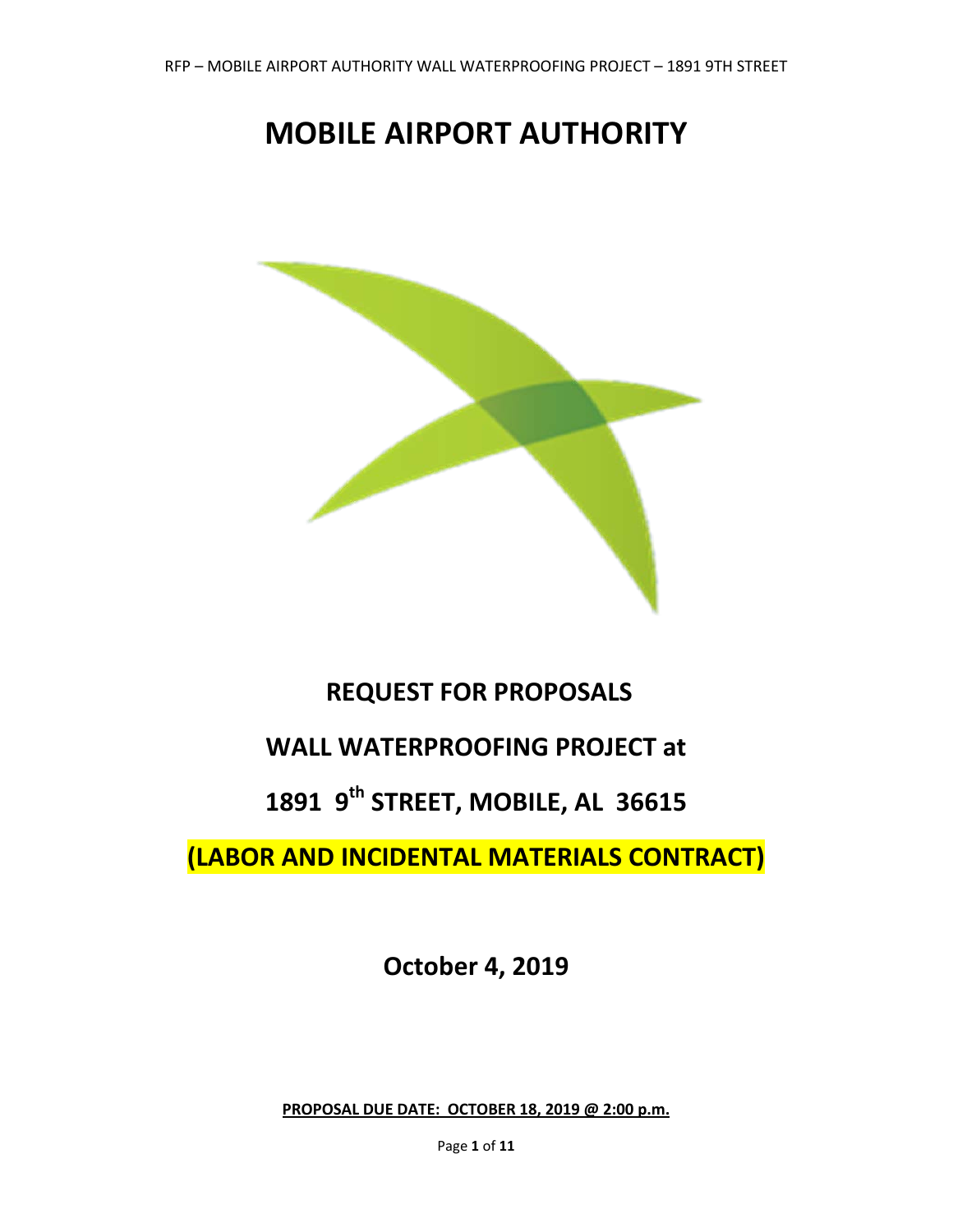# MOBILE AIRPORT AUTHORITY

## REQUEST FOR PROPOSALS

## WALL WATERPROOFING PROJECT at

## 1891 9th STREET, MOBILE, AL 36615

## (LABOR AND INCIDENTAL MATERIALS CONTRACT)

**October 4, 2019**

**PROPOSAL DUE DATE: OCTOBER 18, 2019 @ 2:00 p.m.**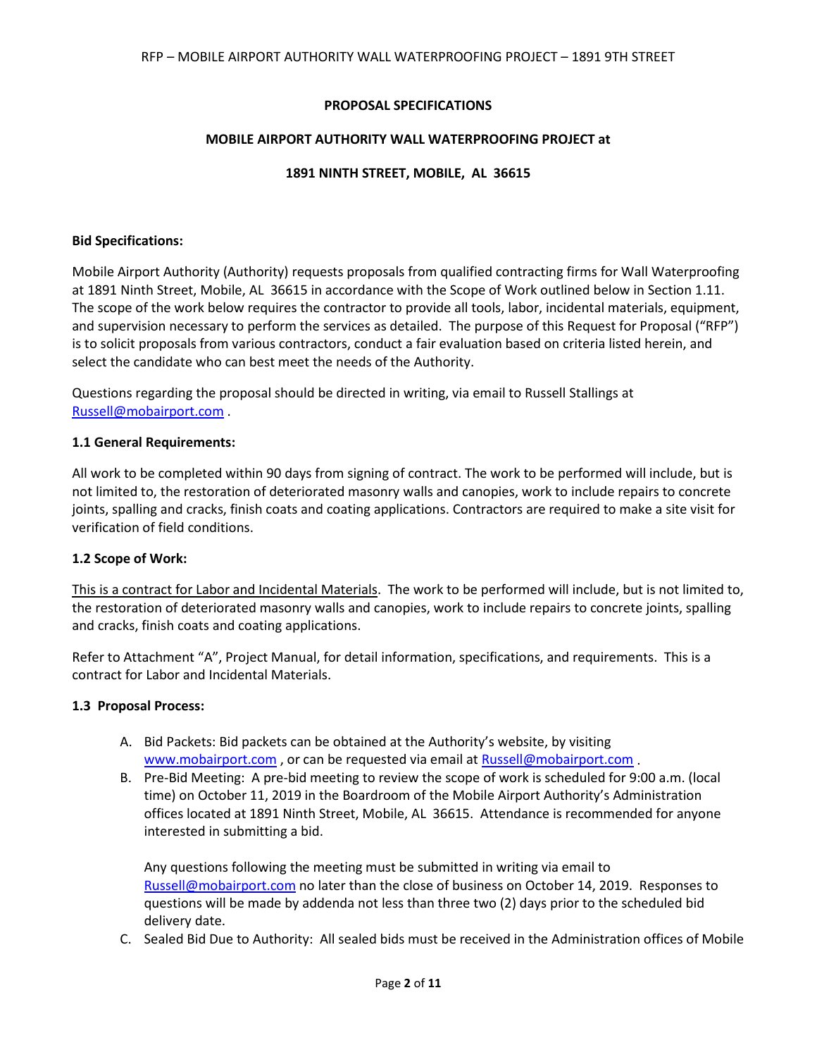**PROPOSAL SPECIFICATIONS**

**MOBILE AIRPORT AUTHORITY WALL WATERPROOFING PROJECT at**

**1891 NINTH STREET, MOBILE, AL 36615**

**Bid Specifications:**

Mobile Airport Authority (Authority) requests proposals from qualified contracting firms for Wall Waterproofing at 1891 Ninth Street, Mobile, AL 36615 in accordance with the Scope of Work outlined below in Section 1.11. The scope of the work below requires the contractor to provide all tools, labor, incidental materials, equipment, and supervision necessary to perform the services as detailed. The purpose of this Request for Proposal ("RFP") is to solicit proposals from various contractors, conduct a fair evaluation based on criteria listed herein, and select the candidate who can best meet the needs of the Authority.

Questions regarding the proposal should be directed in writing, via email to Russell Stallings at Russell@mobairport.com .

**1.1 General Requirements:**

All work to be completed within 90 days from signing of contract. The work to be performed will include, but is not limited to, the restoration of deteriorated masonry walls and canopies, work to include repairs to concrete joints, spalling and cracks, finish coats and coating applications. Contractors are required to make a site visit for verification of field conditions.

**1.2 Scope of Work:**

<u>This is a contract for Labor and Incidental Materials</u>. The work to be performed will include, but is not limited to, the restoration of deteriorated masonry walls and canopies, work to include repairs to concrete joints, spalling and cracks, finish coats and coating applications.

Refer to Attachment "A", Project Manual, for detail information, specifications, and requirements. This is a contract for Labor and Incidental Materials.

**1.3 Proposal Process:**

A. Bid Packets: Bid packets can be obtained at the Authority's website, by visiting www.mobairport.com , or can be requested via email at Russell@mobairport.com .

B. Pre-Bid Meeting: A pre-bid meeting to review the scope of work is scheduled for 9:00 a.m. (local time) on October 11, 2019 in the Boardroom of the Mobile Airport Authority's Administration offices located at 1891 Ninth Street, Mobile, AL 36615. Attendance is recommended for anyone interested in submitting a bid.

   Any questions following the meeting must be submitted in writing via email to Russell@mobairport.com no later than the close of business on October 14, 2019. Responses to questions will be made by addenda not less than three two (2) days prior to the scheduled bid delivery date.

C. Sealed Bid Due to Authority: All sealed bids must be received in the Administration offices of Mobile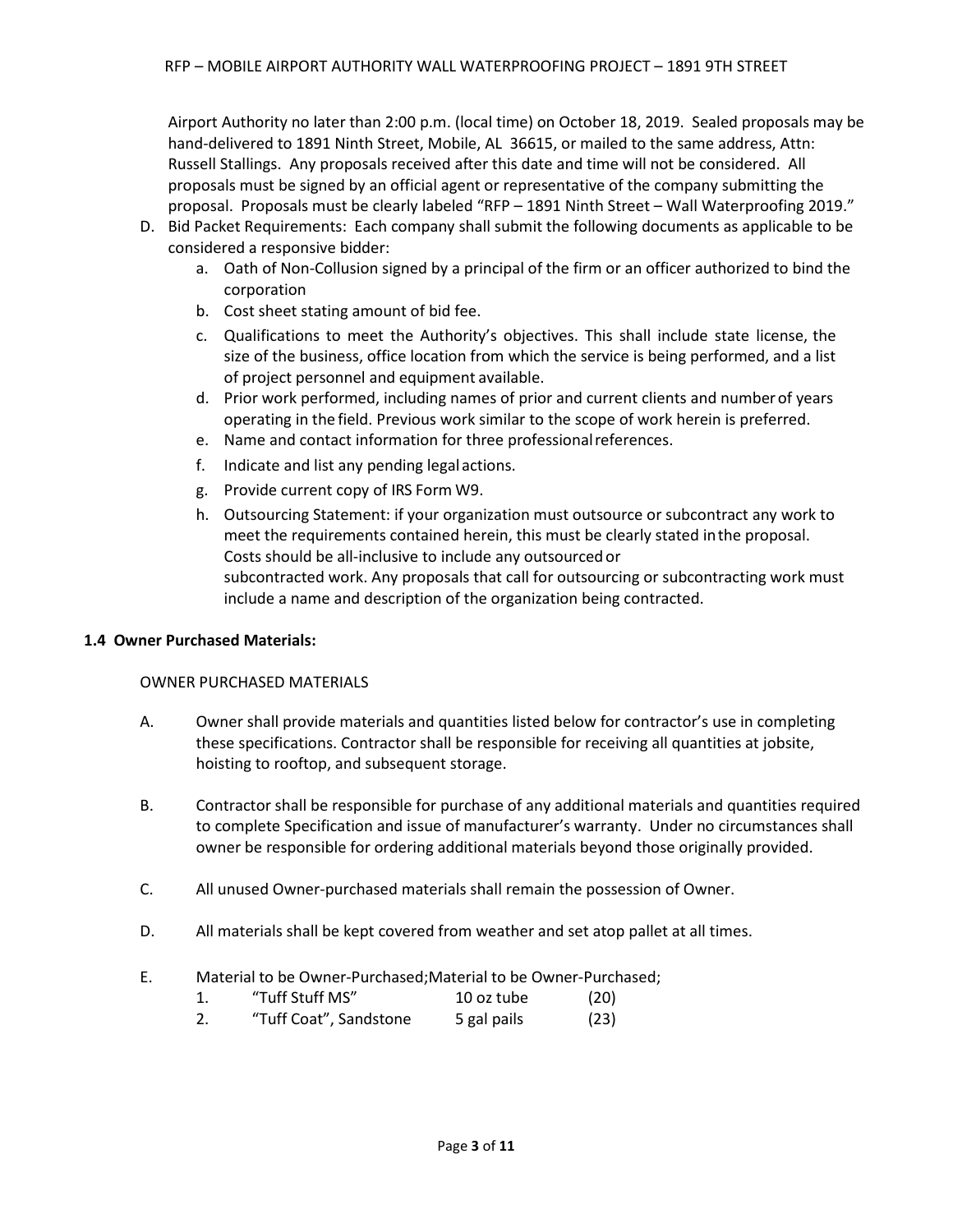Airport Authority no later than 2:00 p.m. (local time) on October 18, 2019. Sealed proposals may be hand-delivered to 1891 Ninth Street, Mobile, AL 36615, or mailed to the same address, Attn: Russell Stallings. Any proposals received after this date and time will not be considered. All proposals must be signed by an official agent or representative of the company submitting the proposal. Proposals must be clearly labeled "RFP – 1891 Ninth Street – Wall Waterproofing 2019."

D. Bid Packet Requirements: Each company shall submit the following documents as applicable to be considered a responsive bidder:
   a. Oath of Non-Collusion signed by a principal of the firm or an officer authorized to bind the corporation
   b. Cost sheet stating amount of bid fee.
   c. Qualifications to meet the Authority's objectives. This shall include state license, the size of the business, office location from which the service is being performed, and a list of project personnel and equipment available.
   d. Prior work performed, including names of prior and current clients and number of years operating in the field. Previous work similar to the scope of work herein is preferred.
   e. Name and contact information for three professional references.
   f. Indicate and list any pending legal actions.
   g. Provide current copy of IRS Form W9.
   h. Outsourcing Statement: if your organization must outsource or subcontract any work to meet the requirements contained herein, this must be clearly stated in the proposal. Costs should be all-inclusive to include any outsourced or subcontracted work. Any proposals that call for outsourcing or subcontracting work must include a name and description of the organization being contracted.

### 1.4 Owner Purchased Materials:

OWNER PURCHASED MATERIALS

A. Owner shall provide materials and quantities listed below for contractor's use in completing these specifications. Contractor shall be responsible for receiving all quantities at jobsite, hoisting to rooftop, and subsequent storage.

B. Contractor shall be responsible for purchase of any additional materials and quantities required to complete Specification and issue of manufacturer's warranty. Under no circumstances shall owner be responsible for ordering additional materials beyond those originally provided.

C. All unused Owner-purchased materials shall remain the possession of Owner.

D. All materials shall be kept covered from weather and set atop pallet at all times.

E. Material to be Owner-Purchased;Material to be Owner-Purchased;

| | | | |
|---|---|---|---|
| 1. | "Tuff Stuff MS" | 10 oz tube | (20) |
| 2. | "Tuff Coat", Sandstone | 5 gal pails | (23) |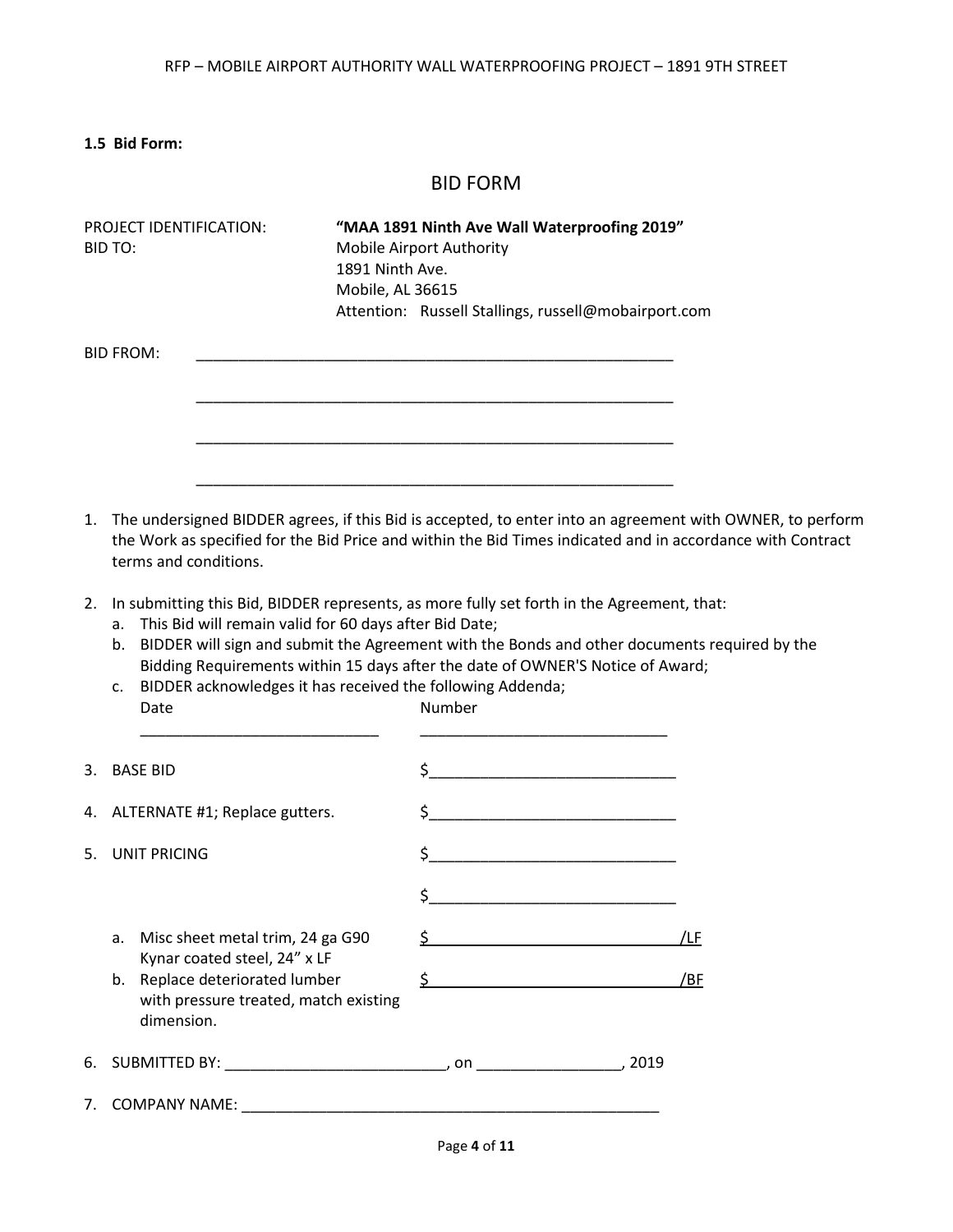**1.5 Bid Form:**

# BID FORM

PROJECT IDENTIFICATION: **"MAA 1891 Ninth Ave Wall Waterproofing 2019"**

BID TO: Mobile Airport Authority
1891 Ninth Ave.
Mobile, AL 36615
Attention: Russell Stallings, russell@mobairport.com

BID FROM: ____________________________________________________________

____________________________________________________________

____________________________________________________________

____________________________________________________________

1. The undersigned BIDDER agrees, if this Bid is accepted, to enter into an agreement with OWNER, to perform the Work as specified for the Bid Price and within the Bid Times indicated and in accordance with Contract terms and conditions.

2. In submitting this Bid, BIDDER represents, as more fully set forth in the Agreement, that:
   a. This Bid will remain valid for 60 days after Bid Date;
   b. BIDDER will sign and submit the Agreement with the Bonds and other documents required by the Bidding Requirements within 15 days after the date of OWNER'S Notice of Award;
   c. BIDDER acknowledges it has received the following Addenda;

      Date ______________________________ Number ______________________________

3. BASE BID $______________________________

4. ALTERNATE #1; Replace gutters. $______________________________

5. UNIT PRICING $______________________________

   $______________________________

   a. Misc sheet metal trim, 24 ga G90 Kynar coated steel, 24" x LF $______________________________/LF
   b. Replace deteriorated lumber with pressure treated, match existing dimension. $______________________________/BF

6. SUBMITTED BY: ___________________________, on _________________, 2019

7. COMPANY NAME: ____________________________________________________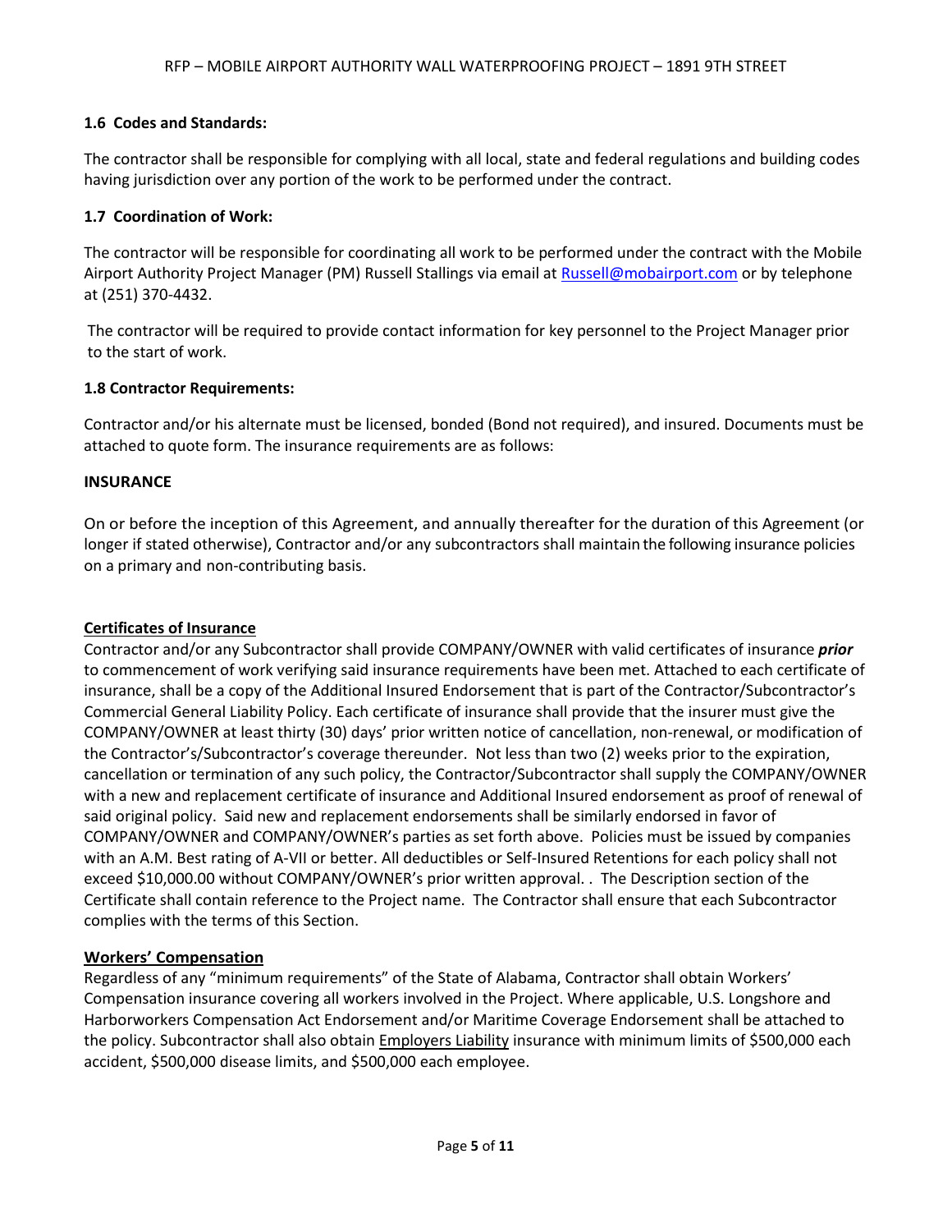### 1.6 Codes and Standards:

The contractor shall be responsible for complying with all local, state and federal regulations and building codes having jurisdiction over any portion of the work to be performed under the contract.

### 1.7 Coordination of Work:

The contractor will be responsible for coordinating all work to be performed under the contract with the Mobile Airport Authority Project Manager (PM) Russell Stallings via email at Russell@mobairport.com or by telephone at (251) 370-4432.

The contractor will be required to provide contact information for key personnel to the Project Manager prior to the start of work.

### 1.8 Contractor Requirements:

Contractor and/or his alternate must be licensed, bonded (Bond not required), and insured. Documents must be attached to quote form. The insurance requirements are as follows:

**INSURANCE**

On or before the inception of this Agreement, and annually thereafter for the duration of this Agreement (or longer if stated otherwise), Contractor and/or any subcontractors shall maintain the following insurance policies on a primary and non-contributing basis.

**Certificates of Insurance**

Contractor and/or any Subcontractor shall provide COMPANY/OWNER with valid certificates of insurance ***prior*** to commencement of work verifying said insurance requirements have been met. Attached to each certificate of insurance, shall be a copy of the Additional Insured Endorsement that is part of the Contractor/Subcontractor's Commercial General Liability Policy. Each certificate of insurance shall provide that the insurer must give the COMPANY/OWNER at least thirty (30) days' prior written notice of cancellation, non-renewal, or modification of the Contractor's/Subcontractor's coverage thereunder. Not less than two (2) weeks prior to the expiration, cancellation or termination of any such policy, the Contractor/Subcontractor shall supply the COMPANY/OWNER with a new and replacement certificate of insurance and Additional Insured endorsement as proof of renewal of said original policy. Said new and replacement endorsements shall be similarly endorsed in favor of COMPANY/OWNER and COMPANY/OWNER's parties as set forth above. Policies must be issued by companies with an A.M. Best rating of A-VII or better. All deductibles or Self-Insured Retentions for each policy shall not exceed $10,000.00 without COMPANY/OWNER's prior written approval. . The Description section of the Certificate shall contain reference to the Project name. The Contractor shall ensure that each Subcontractor complies with the terms of this Section.

**Workers' Compensation**

Regardless of any "minimum requirements" of the State of Alabama, Contractor shall obtain Workers' Compensation insurance covering all workers involved in the Project. Where applicable, U.S. Longshore and Harborworkers Compensation Act Endorsement and/or Maritime Coverage Endorsement shall be attached to the policy. Subcontractor shall also obtain Employers Liability insurance with minimum limits of $500,000 each accident, $500,000 disease limits, and $500,000 each employee.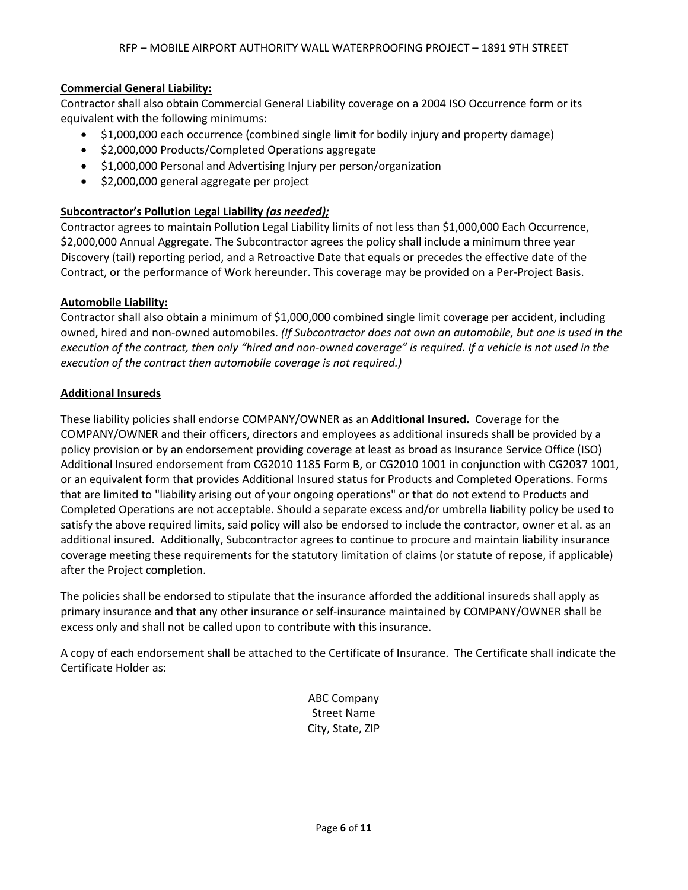**Commercial General Liability:**

Contractor shall also obtain Commercial General Liability coverage on a 2004 ISO Occurrence form or its equivalent with the following minimums:

- $1,000,000 each occurrence (combined single limit for bodily injury and property damage)
- $2,000,000 Products/Completed Operations aggregate
- $1,000,000 Personal and Advertising Injury per person/organization
- $2,000,000 general aggregate per project

**Subcontractor's Pollution Legal Liability *(as needed);***

Contractor agrees to maintain Pollution Legal Liability limits of not less than $1,000,000 Each Occurrence, $2,000,000 Annual Aggregate. The Subcontractor agrees the policy shall include a minimum three year Discovery (tail) reporting period, and a Retroactive Date that equals or precedes the effective date of the Contract, or the performance of Work hereunder. This coverage may be provided on a Per-Project Basis.

**Automobile Liability:**

Contractor shall also obtain a minimum of $1,000,000 combined single limit coverage per accident, including owned, hired and non-owned automobiles. *(If Subcontractor does not own an automobile, but one is used in the execution of the contract, then only "hired and non-owned coverage" is required. If a vehicle is not used in the execution of the contract then automobile coverage is not required.)*

**Additional Insureds**

These liability policies shall endorse COMPANY/OWNER as an **Additional Insured.** Coverage for the COMPANY/OWNER and their officers, directors and employees as additional insureds shall be provided by a policy provision or by an endorsement providing coverage at least as broad as Insurance Service Office (ISO) Additional Insured endorsement from CG2010 1185 Form B, or CG2010 1001 in conjunction with CG2037 1001, or an equivalent form that provides Additional Insured status for Products and Completed Operations. Forms that are limited to "liability arising out of your ongoing operations" or that do not extend to Products and Completed Operations are not acceptable. Should a separate excess and/or umbrella liability policy be used to satisfy the above required limits, said policy will also be endorsed to include the contractor, owner et al. as an additional insured. Additionally, Subcontractor agrees to continue to procure and maintain liability insurance coverage meeting these requirements for the statutory limitation of claims (or statute of repose, if applicable) after the Project completion.

The policies shall be endorsed to stipulate that the insurance afforded the additional insureds shall apply as primary insurance and that any other insurance or self-insurance maintained by COMPANY/OWNER shall be excess only and shall not be called upon to contribute with this insurance.

A copy of each endorsement shall be attached to the Certificate of Insurance. The Certificate shall indicate the Certificate Holder as:

ABC Company
Street Name
City, State, ZIP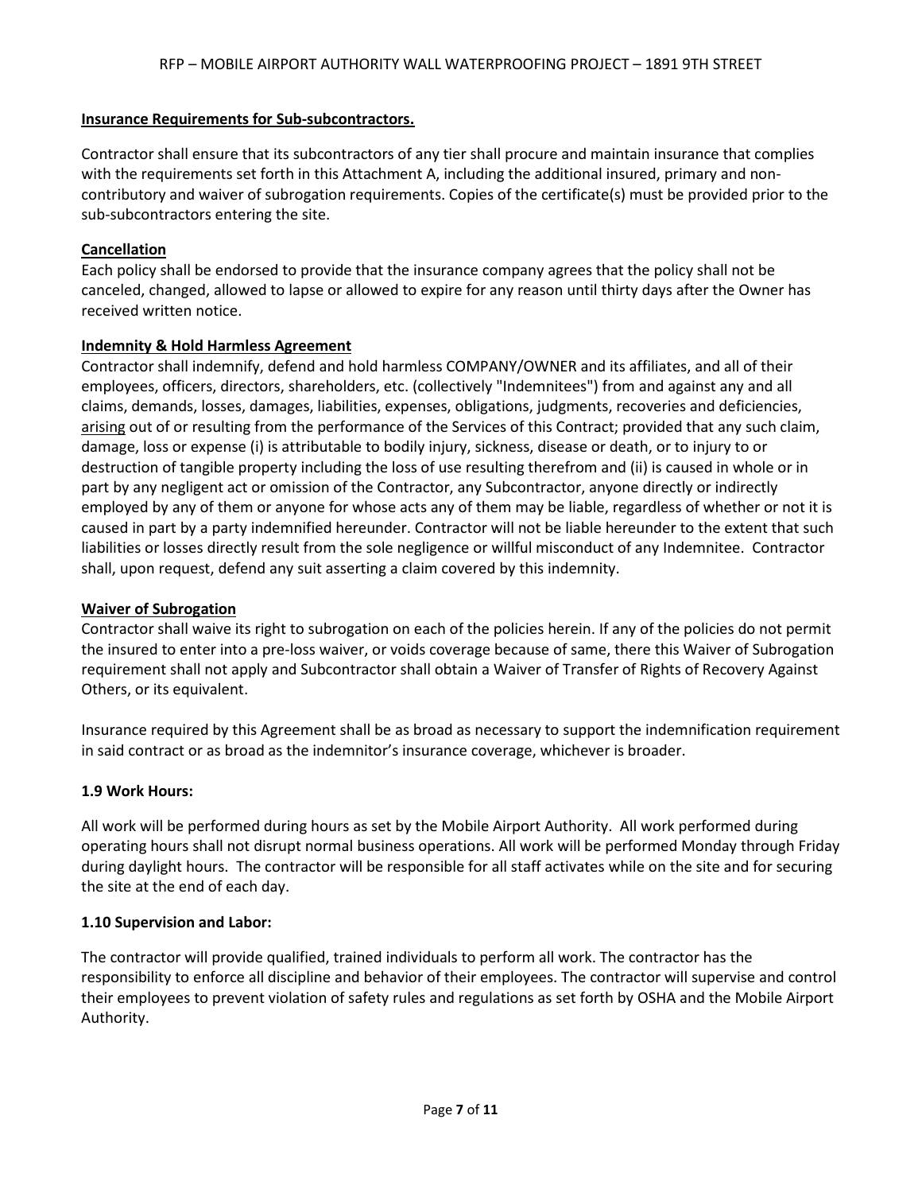**Insurance Requirements for Sub-subcontractors.**

Contractor shall ensure that its subcontractors of any tier shall procure and maintain insurance that complies with the requirements set forth in this Attachment A, including the additional insured, primary and non-contributory and waiver of subrogation requirements. Copies of the certificate(s) must be provided prior to the sub-subcontractors entering the site.

**Cancellation**

Each policy shall be endorsed to provide that the insurance company agrees that the policy shall not be canceled, changed, allowed to lapse or allowed to expire for any reason until thirty days after the Owner has received written notice.

**Indemnity & Hold Harmless Agreement**

Contractor shall indemnify, defend and hold harmless COMPANY/OWNER and its affiliates, and all of their employees, officers, directors, shareholders, etc. (collectively "Indemnitees") from and against any and all claims, demands, losses, damages, liabilities, expenses, obligations, judgments, recoveries and deficiencies, arising out of or resulting from the performance of the Services of this Contract; provided that any such claim, damage, loss or expense (i) is attributable to bodily injury, sickness, disease or death, or to injury to or destruction of tangible property including the loss of use resulting therefrom and (ii) is caused in whole or in part by any negligent act or omission of the Contractor, any Subcontractor, anyone directly or indirectly employed by any of them or anyone for whose acts any of them may be liable, regardless of whether or not it is caused in part by a party indemnified hereunder. Contractor will not be liable hereunder to the extent that such liabilities or losses directly result from the sole negligence or willful misconduct of any Indemnitee. Contractor shall, upon request, defend any suit asserting a claim covered by this indemnity.

**Waiver of Subrogation**

Contractor shall waive its right to subrogation on each of the policies herein. If any of the policies do not permit the insured to enter into a pre-loss waiver, or voids coverage because of same, there this Waiver of Subrogation requirement shall not apply and Subcontractor shall obtain a Waiver of Transfer of Rights of Recovery Against Others, or its equivalent.

Insurance required by this Agreement shall be as broad as necessary to support the indemnification requirement in said contract or as broad as the indemnitor's insurance coverage, whichever is broader.

**1.9 Work Hours:**

All work will be performed during hours as set by the Mobile Airport Authority. All work performed during operating hours shall not disrupt normal business operations. All work will be performed Monday through Friday during daylight hours. The contractor will be responsible for all staff activates while on the site and for securing the site at the end of each day.

**1.10 Supervision and Labor:**

The contractor will provide qualified, trained individuals to perform all work. The contractor has the responsibility to enforce all discipline and behavior of their employees. The contractor will supervise and control their employees to prevent violation of safety rules and regulations as set forth by OSHA and the Mobile Airport Authority.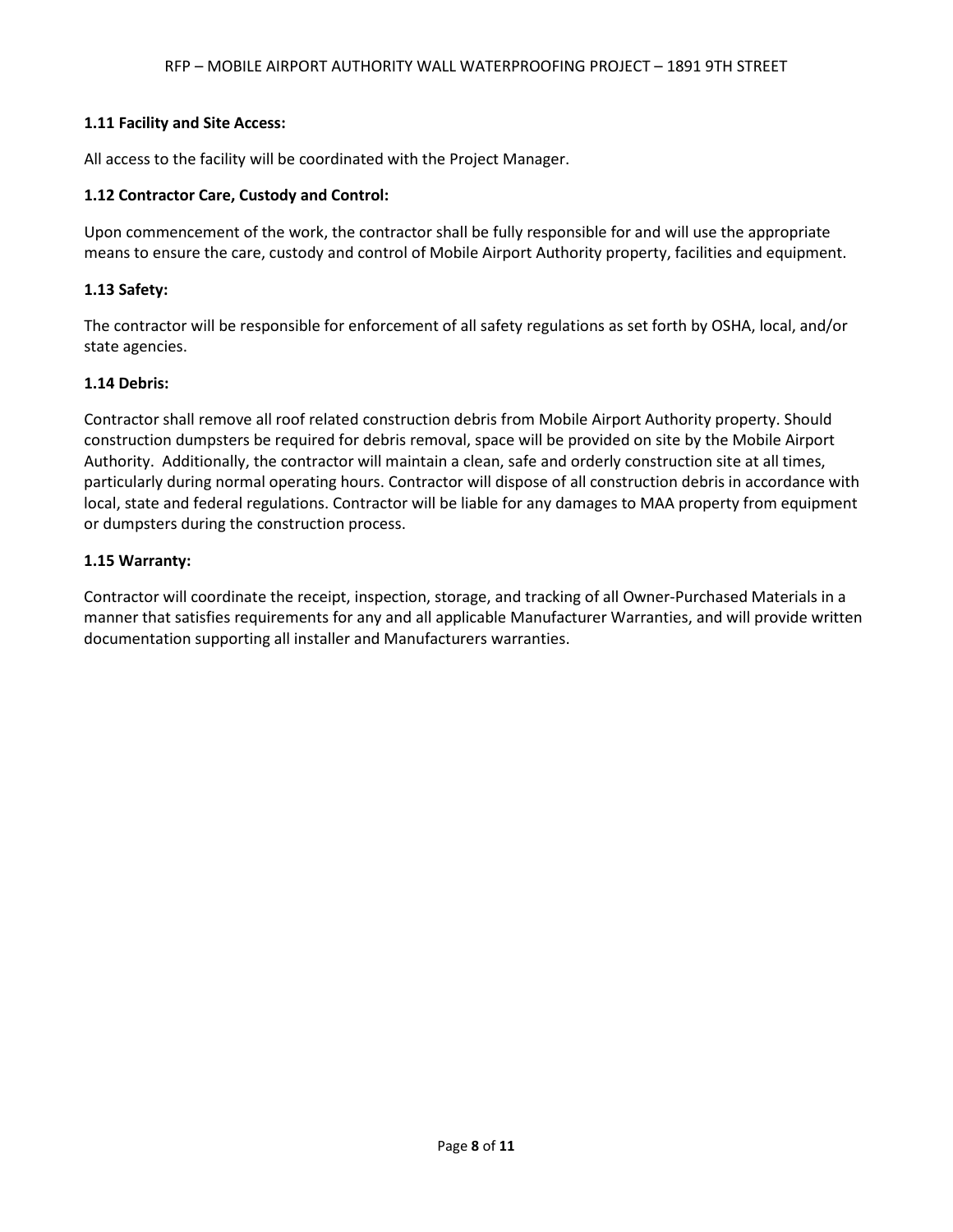### 1.11 Facility and Site Access:

All access to the facility will be coordinated with the Project Manager.

### 1.12 Contractor Care, Custody and Control:

Upon commencement of the work, the contractor shall be fully responsible for and will use the appropriate means to ensure the care, custody and control of Mobile Airport Authority property, facilities and equipment.

### 1.13 Safety:

The contractor will be responsible for enforcement of all safety regulations as set forth by OSHA, local, and/or state agencies.

### 1.14 Debris:

Contractor shall remove all roof related construction debris from Mobile Airport Authority property. Should construction dumpsters be required for debris removal, space will be provided on site by the Mobile Airport Authority. Additionally, the contractor will maintain a clean, safe and orderly construction site at all times, particularly during normal operating hours. Contractor will dispose of all construction debris in accordance with local, state and federal regulations. Contractor will be liable for any damages to MAA property from equipment or dumpsters during the construction process.

### 1.15 Warranty:

Contractor will coordinate the receipt, inspection, storage, and tracking of all Owner-Purchased Materials in a manner that satisfies requirements for any and all applicable Manufacturer Warranties, and will provide written documentation supporting all installer and Manufacturers warranties.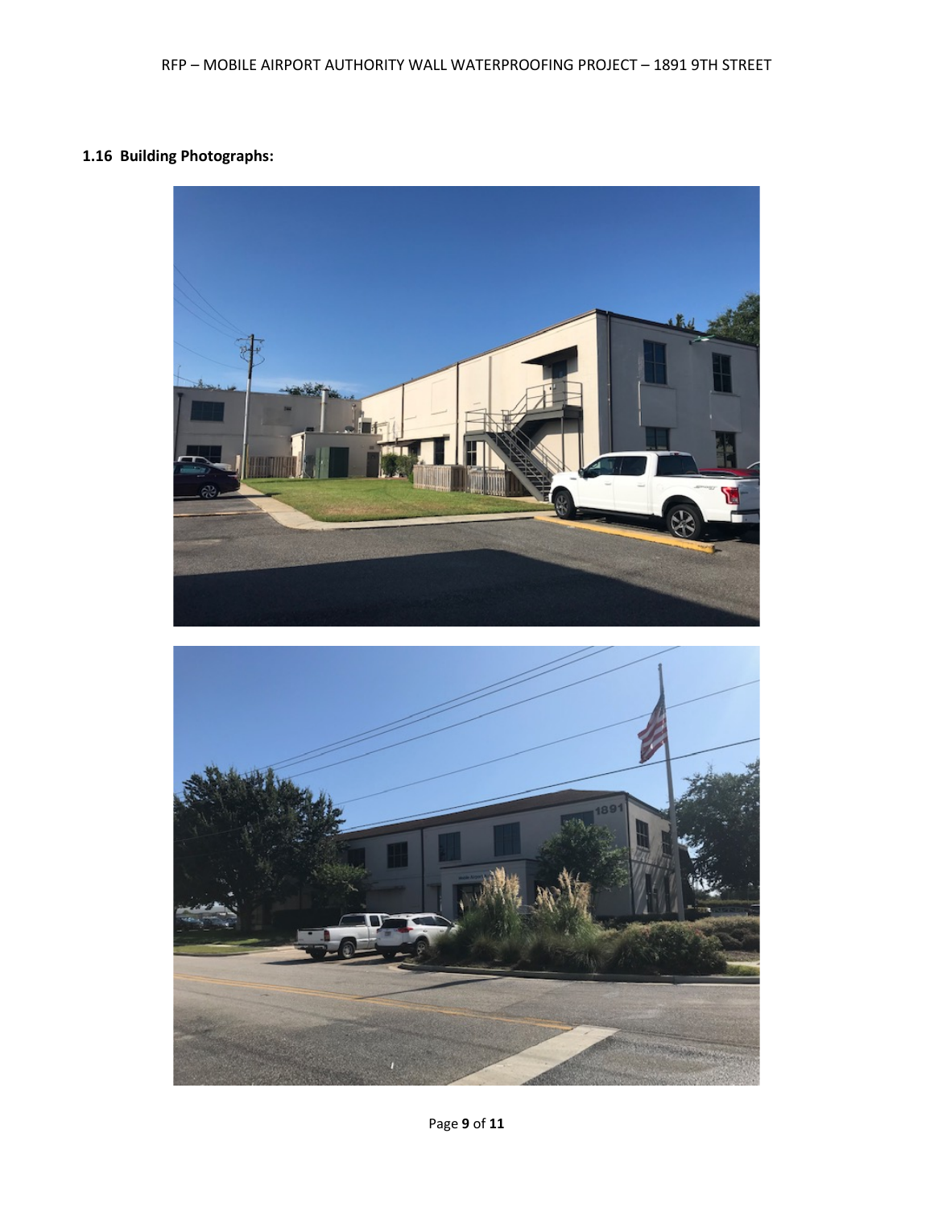**1.16 Building Photographs:**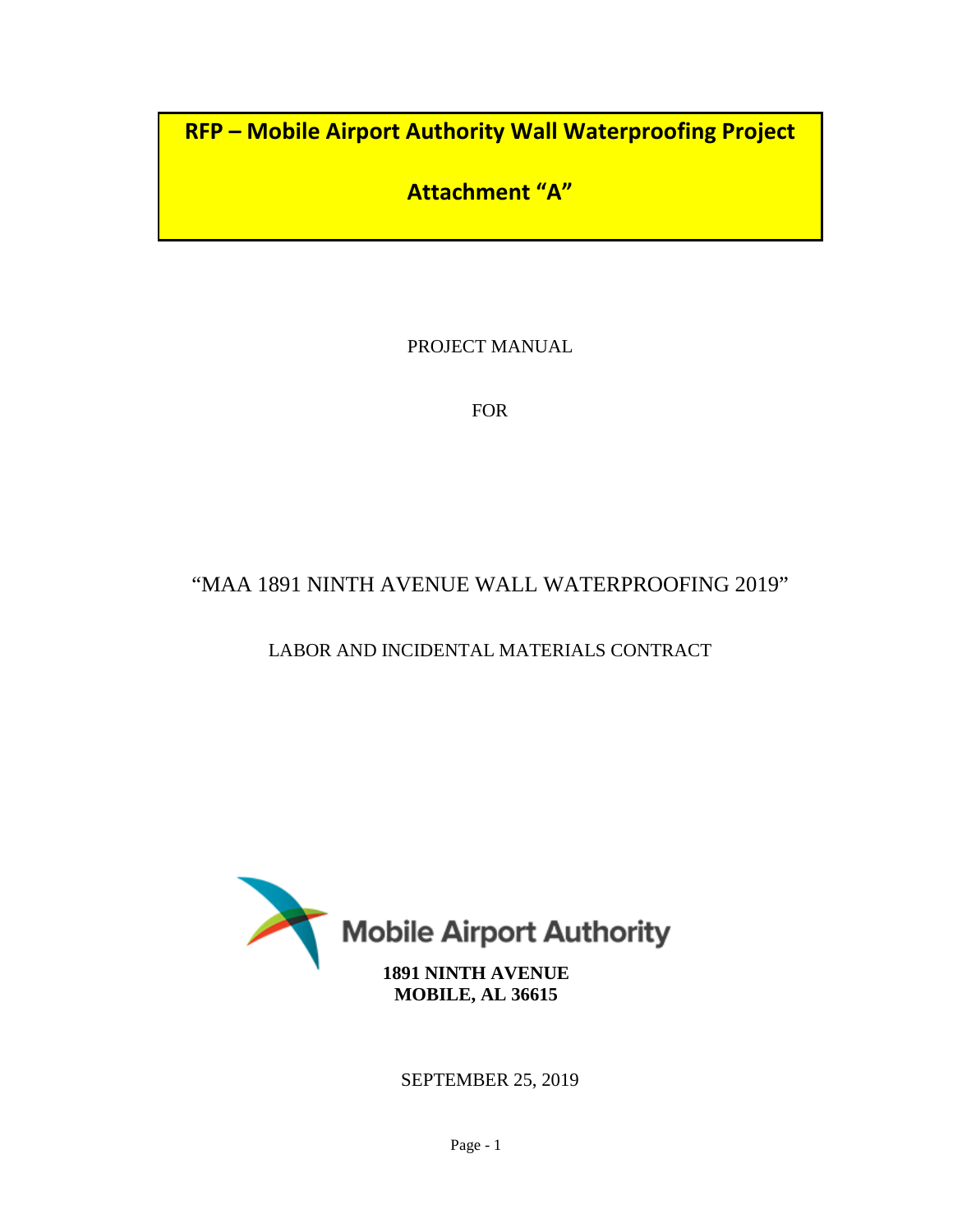# RFP – Mobile Airport Authority Wall Waterproofing Project

# Attachment "A"

PROJECT MANUAL

FOR

## "MAA 1891 NINTH AVENUE WALL WATERPROOFING 2019"

LABOR AND INCIDENTAL MATERIALS CONTRACT

Mobile Airport Authority

**1891 NINTH AVENUE**
**MOBILE, AL 36615**

SEPTEMBER 25, 2019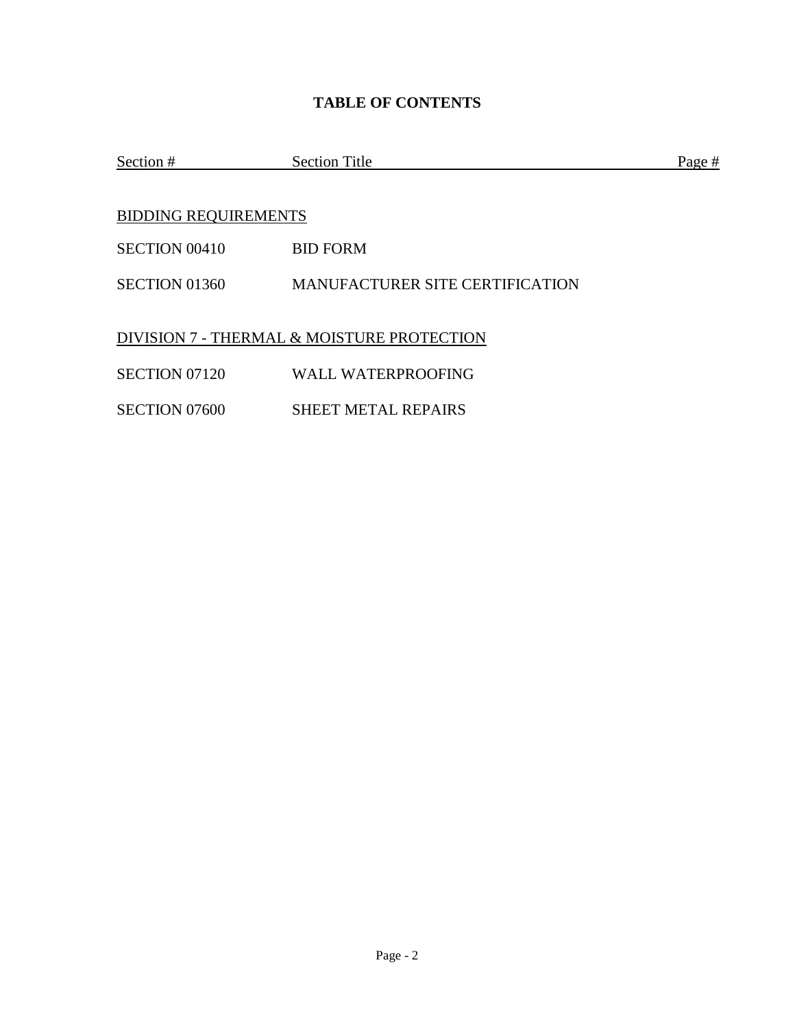# TABLE OF CONTENTS

| Section # | Section Title | Page # |
|---|---|---|
| BIDDING REQUIREMENTS | | |
| SECTION 00410 | BID FORM | |
| SECTION 01360 | MANUFACTURER SITE CERTIFICATION | |
| DIVISION 7 - THERMAL & MOISTURE PROTECTION | | |
| SECTION 07120 | WALL WATERPROOFING | |
| SECTION 07600 | SHEET METAL REPAIRS | |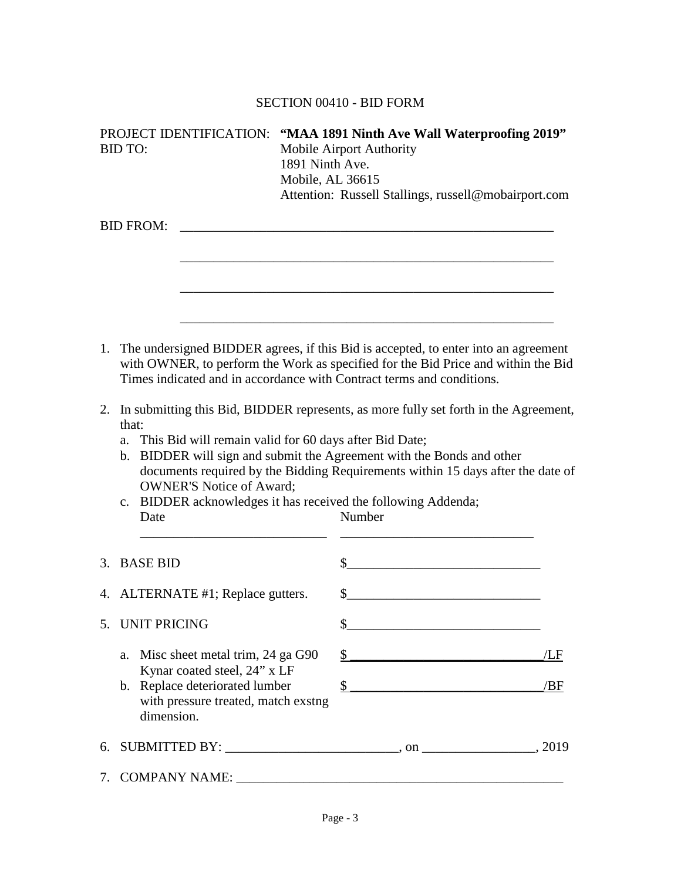# SECTION 00410 - BID FORM

PROJECT IDENTIFICATION: **"MAA 1891 Ninth Ave Wall Waterproofing 2019"**

BID TO: Mobile Airport Authority
1891 Ninth Ave.
Mobile, AL 36615
Attention: Russell Stallings, russell@mobairport.com

BID FROM: ____________________________________________________________

____________________________________________________________

____________________________________________________________

____________________________________________________________

1. The undersigned BIDDER agrees, if this Bid is accepted, to enter into an agreement with OWNER, to perform the Work as specified for the Bid Price and within the Bid Times indicated and in accordance with Contract terms and conditions.

2. In submitting this Bid, BIDDER represents, as more fully set forth in the Agreement, that:
   a. This Bid will remain valid for 60 days after Bid Date;
   b. BIDDER will sign and submit the Agreement with the Bonds and other documents required by the Bidding Requirements within 15 days after the date of OWNER'S Notice of Award;
   c. BIDDER acknowledges it has received the following Addenda;

   | Date | Number |
   |---|---|
   | ____________________________ | _____________________________ |

3. BASE BID $_____________________________

4. ALTERNATE #1; Replace gutters. $_____________________________

5. UNIT PRICING $_____________________________
   a. Misc sheet metal trim, 24 ga G90 Kynar coated steel, 24" x LF $_____________________________/LF
   b. Replace deteriorated lumber with pressure treated, match exstng dimension. $_____________________________/BF

6. SUBMITTED BY: __________________________, on _________________, 2019

7. COMPANY NAME: ___________________________________________________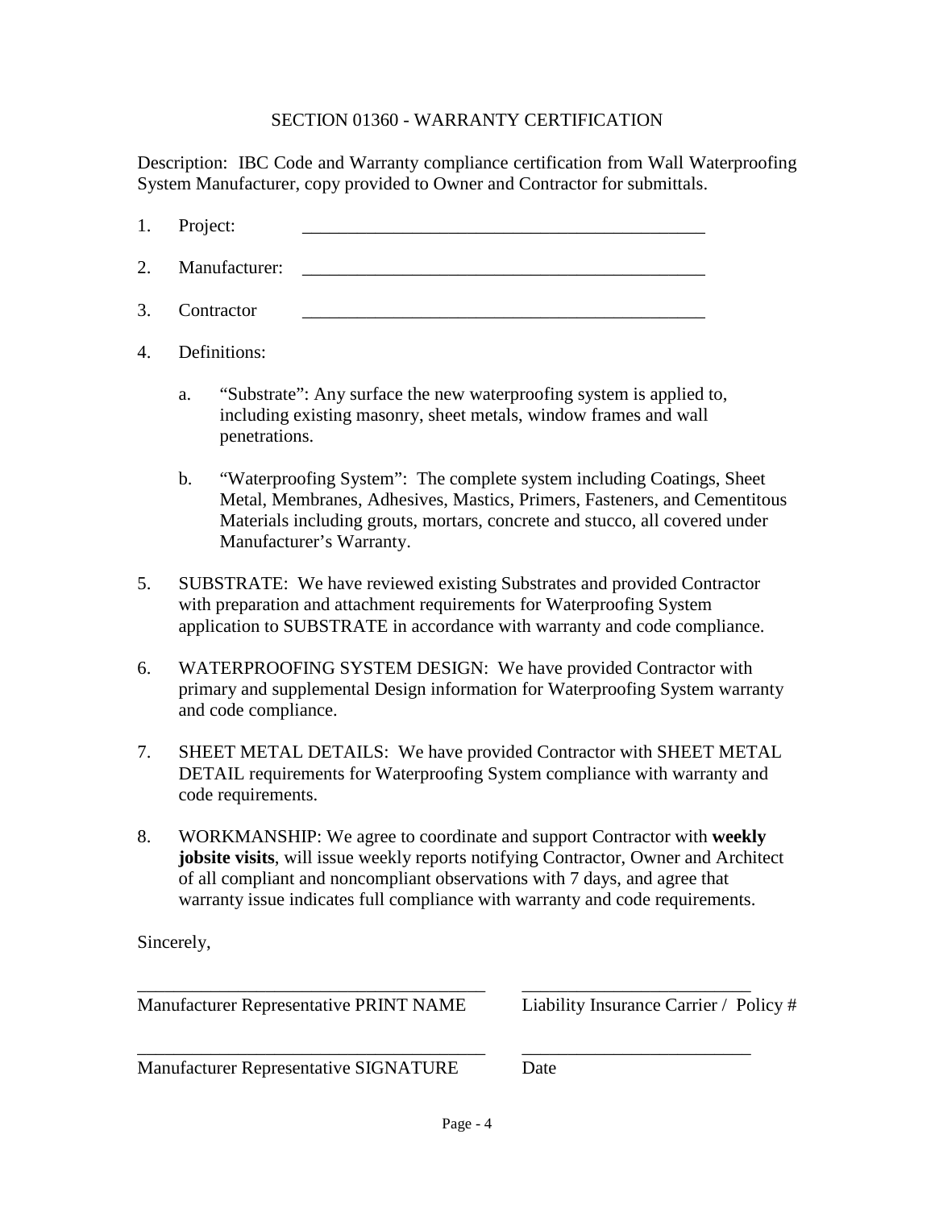## SECTION 01360 - WARRANTY CERTIFICATION

Description: IBC Code and Warranty compliance certification from Wall Waterproofing System Manufacturer, copy provided to Owner and Contractor for submittals.

1. Project: \_\_\_\_\_\_\_\_\_\_\_\_\_\_\_\_\_\_\_\_\_\_\_\_\_\_\_\_\_\_\_\_\_\_\_\_\_\_\_\_\_\_\_\_\_

2. Manufacturer: \_\_\_\_\_\_\_\_\_\_\_\_\_\_\_\_\_\_\_\_\_\_\_\_\_\_\_\_\_\_\_\_\_\_\_\_\_\_\_\_\_\_\_\_\_

3. Contractor \_\_\_\_\_\_\_\_\_\_\_\_\_\_\_\_\_\_\_\_\_\_\_\_\_\_\_\_\_\_\_\_\_\_\_\_\_\_\_\_\_\_\_\_\_

4. Definitions:

   a. "Substrate": Any surface the new waterproofing system is applied to, including existing masonry, sheet metals, window frames and wall penetrations.

   b. "Waterproofing System": The complete system including Coatings, Sheet Metal, Membranes, Adhesives, Mastics, Primers, Fasteners, and Cementitous Materials including grouts, mortars, concrete and stucco, all covered under Manufacturer's Warranty.

5. SUBSTRATE: We have reviewed existing Substrates and provided Contractor with preparation and attachment requirements for Waterproofing System application to SUBSTRATE in accordance with warranty and code compliance.

6. WATERPROOFING SYSTEM DESIGN: We have provided Contractor with primary and supplemental Design information for Waterproofing System warranty and code compliance.

7. SHEET METAL DETAILS: We have provided Contractor with SHEET METAL DETAIL requirements for Waterproofing System compliance with warranty and code requirements.

8. WORKMANSHIP: We agree to coordinate and support Contractor with **weekly jobsite visits**, will issue weekly reports notifying Contractor, Owner and Architect of all compliant and noncompliant observations with 7 days, and agree that warranty issue indicates full compliance with warranty and code requirements.

Sincerely,

| \_\_\_\_\_\_\_\_\_\_\_\_\_\_\_\_\_\_\_\_\_\_\_\_\_\_\_\_\_\_\_\_\_\_\_\_\_\_ | \_\_\_\_\_\_\_\_\_\_\_\_\_\_\_\_\_\_\_\_\_\_\_\_\_ |
|---|---|
| Manufacturer Representative PRINT NAME | Liability Insurance Carrier / Policy # |
| \_\_\_\_\_\_\_\_\_\_\_\_\_\_\_\_\_\_\_\_\_\_\_\_\_\_\_\_\_\_\_\_\_\_\_\_\_\_ | \_\_\_\_\_\_\_\_\_\_\_\_\_\_\_\_\_\_\_\_\_\_\_\_\_ |
| Manufacturer Representative SIGNATURE | Date |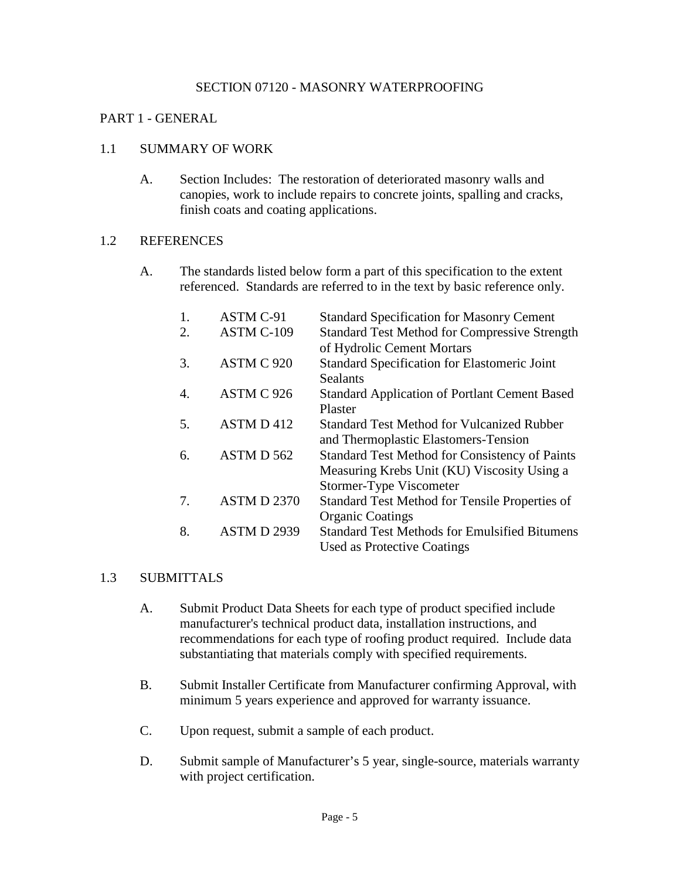# SECTION 07120 - MASONRY WATERPROOFING

## PART 1 - GENERAL

### 1.1 SUMMARY OF WORK

A. Section Includes: The restoration of deteriorated masonry walls and canopies, work to include repairs to concrete joints, spalling and cracks, finish coats and coating applications.

### 1.2 REFERENCES

A. The standards listed below form a part of this specification to the extent referenced. Standards are referred to in the text by basic reference only.

| | | |
|---|---|---|
| 1. | ASTM C-91 | Standard Specification for Masonry Cement |
| 2. | ASTM C-109 | Standard Test Method for Compressive Strength of Hydrolic Cement Mortars |
| 3. | ASTM C 920 | Standard Specification for Elastomeric Joint Sealants |
| 4. | ASTM C 926 | Standard Application of Portlant Cement Based Plaster |
| 5. | ASTM D 412 | Standard Test Method for Vulcanized Rubber and Thermoplastic Elastomers-Tension |
| 6. | ASTM D 562 | Standard Test Method for Consistency of Paints Measuring Krebs Unit (KU) Viscosity Using a Stormer-Type Viscometer |
| 7. | ASTM D 2370 | Standard Test Method for Tensile Properties of Organic Coatings |
| 8. | ASTM D 2939 | Standard Test Methods for Emulsified Bitumens Used as Protective Coatings |

### 1.3 SUBMITTALS

A. Submit Product Data Sheets for each type of product specified include manufacturer's technical product data, installation instructions, and recommendations for each type of roofing product required. Include data substantiating that materials comply with specified requirements.

B. Submit Installer Certificate from Manufacturer confirming Approval, with minimum 5 years experience and approved for warranty issuance.

C. Upon request, submit a sample of each product.

D. Submit sample of Manufacturer's 5 year, single-source, materials warranty with project certification.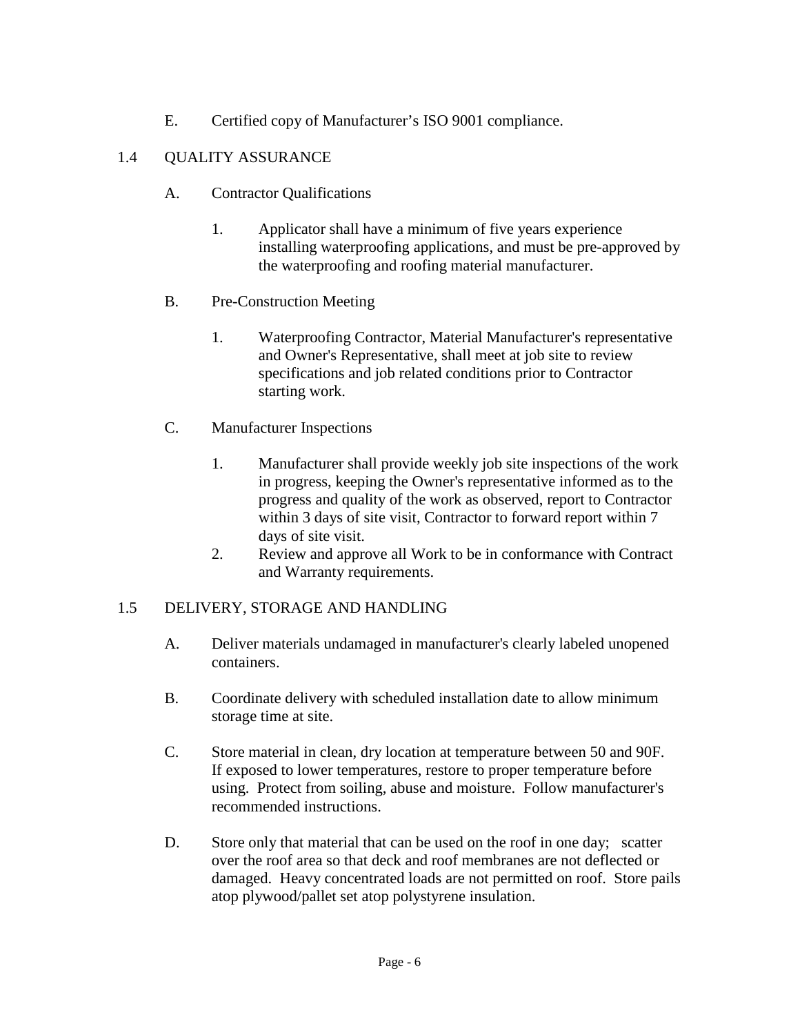E. Certified copy of Manufacturer's ISO 9001 compliance.

## 1.4 QUALITY ASSURANCE

A. Contractor Qualifications

1. Applicator shall have a minimum of five years experience installing waterproofing applications, and must be pre-approved by the waterproofing and roofing material manufacturer.

B. Pre-Construction Meeting

1. Waterproofing Contractor, Material Manufacturer's representative and Owner's Representative, shall meet at job site to review specifications and job related conditions prior to Contractor starting work.

C. Manufacturer Inspections

1. Manufacturer shall provide weekly job site inspections of the work in progress, keeping the Owner's representative informed as to the progress and quality of the work as observed, report to Contractor within 3 days of site visit, Contractor to forward report within 7 days of site visit.
2. Review and approve all Work to be in conformance with Contract and Warranty requirements.

## 1.5 DELIVERY, STORAGE AND HANDLING

A. Deliver materials undamaged in manufacturer's clearly labeled unopened containers.

B. Coordinate delivery with scheduled installation date to allow minimum storage time at site.

C. Store material in clean, dry location at temperature between 50 and 90F. If exposed to lower temperatures, restore to proper temperature before using. Protect from soiling, abuse and moisture. Follow manufacturer's recommended instructions.

D. Store only that material that can be used on the roof in one day; scatter over the roof area so that deck and roof membranes are not deflected or damaged. Heavy concentrated loads are not permitted on roof. Store pails atop plywood/pallet set atop polystyrene insulation.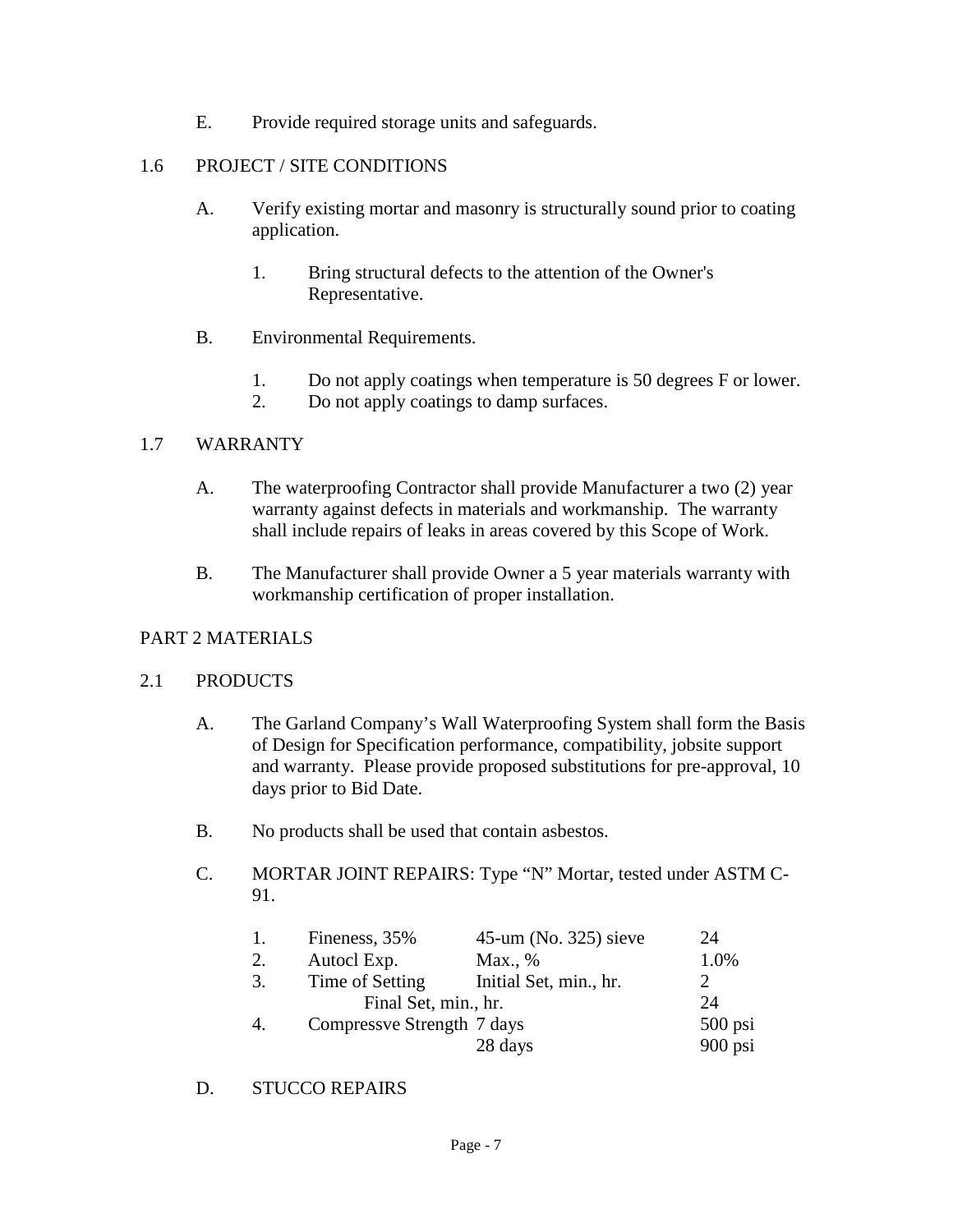E. Provide required storage units and safeguards.

## 1.6 PROJECT / SITE CONDITIONS

A. Verify existing mortar and masonry is structurally sound prior to coating application.

1. Bring structural defects to the attention of the Owner's Representative.

B. Environmental Requirements.

1. Do not apply coatings when temperature is 50 degrees F or lower.
2. Do not apply coatings to damp surfaces.

## 1.7 WARRANTY

A. The waterproofing Contractor shall provide Manufacturer a two (2) year warranty against defects in materials and workmanship. The warranty shall include repairs of leaks in areas covered by this Scope of Work.

B. The Manufacturer shall provide Owner a 5 year materials warranty with workmanship certification of proper installation.

# PART 2 MATERIALS

## 2.1 PRODUCTS

A. The Garland Company's Wall Waterproofing System shall form the Basis of Design for Specification performance, compatibility, jobsite support and warranty. Please provide proposed substitutions for pre-approval, 10 days prior to Bid Date.

B. No products shall be used that contain asbestos.

C. MORTAR JOINT REPAIRS: Type "N" Mortar, tested under ASTM C-91.

| | | | |
|---|---|---|---|
| 1. | Fineness, 35% | 45-um (No. 325) sieve | 24 |
| 2. | Autocl Exp. | Max., % | 1.0% |
| 3. | Time of Setting | Initial Set, min., hr. | 2 |
| | Final Set, min., hr. | | 24 |
| 4. | Compressve Strength | 7 days | 500 psi |
| | | 28 days | 900 psi |

D. STUCCO REPAIRS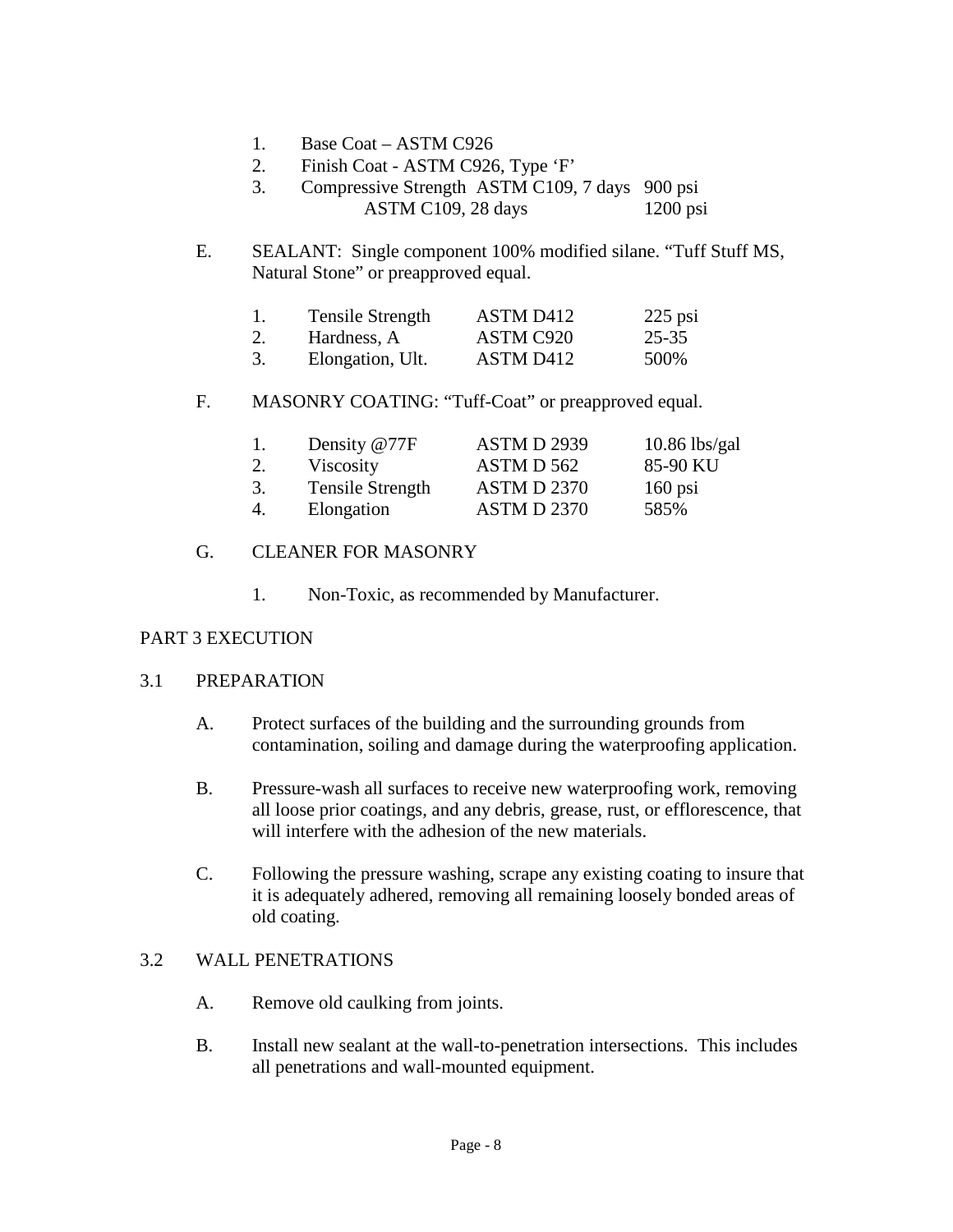1. Base Coat – ASTM C926
2. Finish Coat - ASTM C926, Type 'F'
3. Compressive Strength ASTM C109, 7 days 900 psi
   ASTM C109, 28 days 1200 psi

E. SEALANT: Single component 100% modified silane. "Tuff Stuff MS, Natural Stone" or preapproved equal.

| | | | |
|---|---|---|---|
| 1. | Tensile Strength | ASTM D412 | 225 psi |
| 2. | Hardness, A | ASTM C920 | 25-35 |
| 3. | Elongation, Ult. | ASTM D412 | 500% |

F. MASONRY COATING: "Tuff-Coat" or preapproved equal.

| | | | |
|---|---|---|---|
| 1. | Density @77F | ASTM D 2939 | 10.86 lbs/gal |
| 2. | Viscosity | ASTM D 562 | 85-90 KU |
| 3. | Tensile Strength | ASTM D 2370 | 160 psi |
| 4. | Elongation | ASTM D 2370 | 585% |

G. CLEANER FOR MASONRY

1. Non-Toxic, as recommended by Manufacturer.

## PART 3 EXECUTION

### 3.1 PREPARATION

A. Protect surfaces of the building and the surrounding grounds from contamination, soiling and damage during the waterproofing application.

B. Pressure-wash all surfaces to receive new waterproofing work, removing all loose prior coatings, and any debris, grease, rust, or efflorescence, that will interfere with the adhesion of the new materials.

C. Following the pressure washing, scrape any existing coating to insure that it is adequately adhered, removing all remaining loosely bonded areas of old coating.

### 3.2 WALL PENETRATIONS

A. Remove old caulking from joints.

B. Install new sealant at the wall-to-penetration intersections. This includes all penetrations and wall-mounted equipment.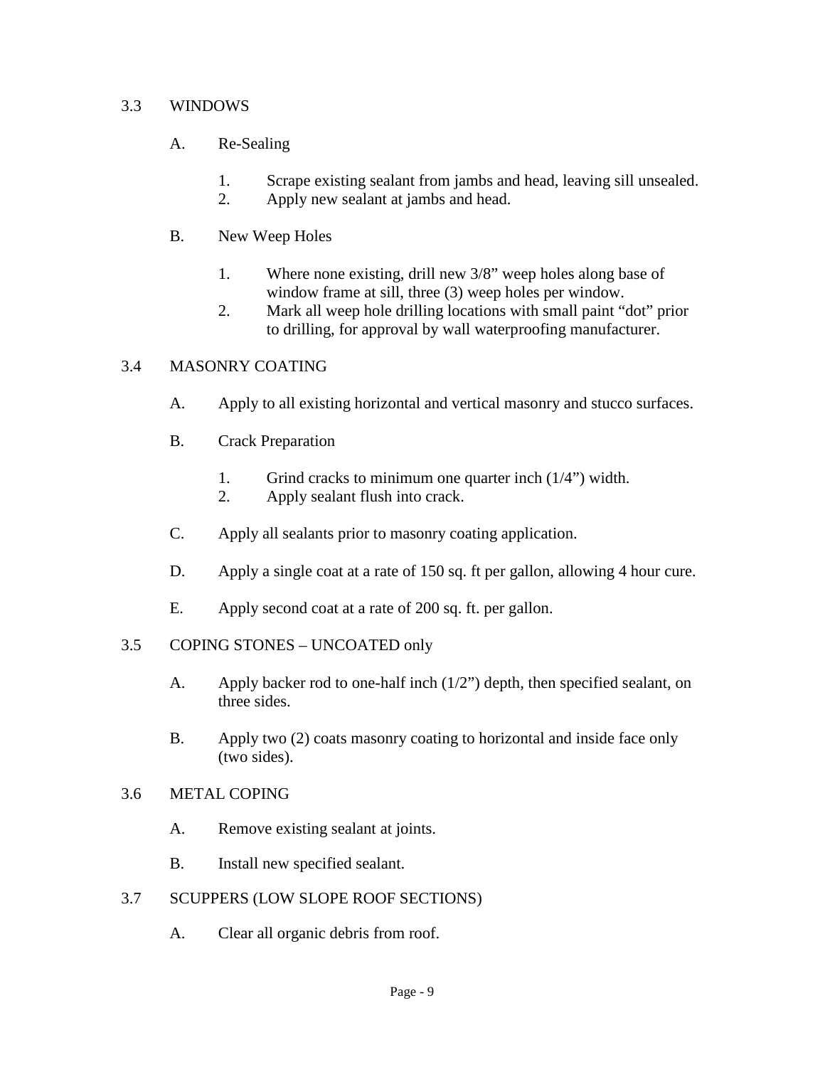## 3.3 WINDOWS

A. Re-Sealing

1. Scrape existing sealant from jambs and head, leaving sill unsealed.
2. Apply new sealant at jambs and head.

B. New Weep Holes

1. Where none existing, drill new 3/8" weep holes along base of window frame at sill, three (3) weep holes per window.
2. Mark all weep hole drilling locations with small paint "dot" prior to drilling, for approval by wall waterproofing manufacturer.

## 3.4 MASONRY COATING

A. Apply to all existing horizontal and vertical masonry and stucco surfaces.

B. Crack Preparation

1. Grind cracks to minimum one quarter inch (1/4") width.
2. Apply sealant flush into crack.

C. Apply all sealants prior to masonry coating application.

D. Apply a single coat at a rate of 150 sq. ft per gallon, allowing 4 hour cure.

E. Apply second coat at a rate of 200 sq. ft. per gallon.

## 3.5 COPING STONES – UNCOATED only

A. Apply backer rod to one-half inch (1/2") depth, then specified sealant, on three sides.

B. Apply two (2) coats masonry coating to horizontal and inside face only (two sides).

## 3.6 METAL COPING

A. Remove existing sealant at joints.

B. Install new specified sealant.

## 3.7 SCUPPERS (LOW SLOPE ROOF SECTIONS)

A. Clear all organic debris from roof.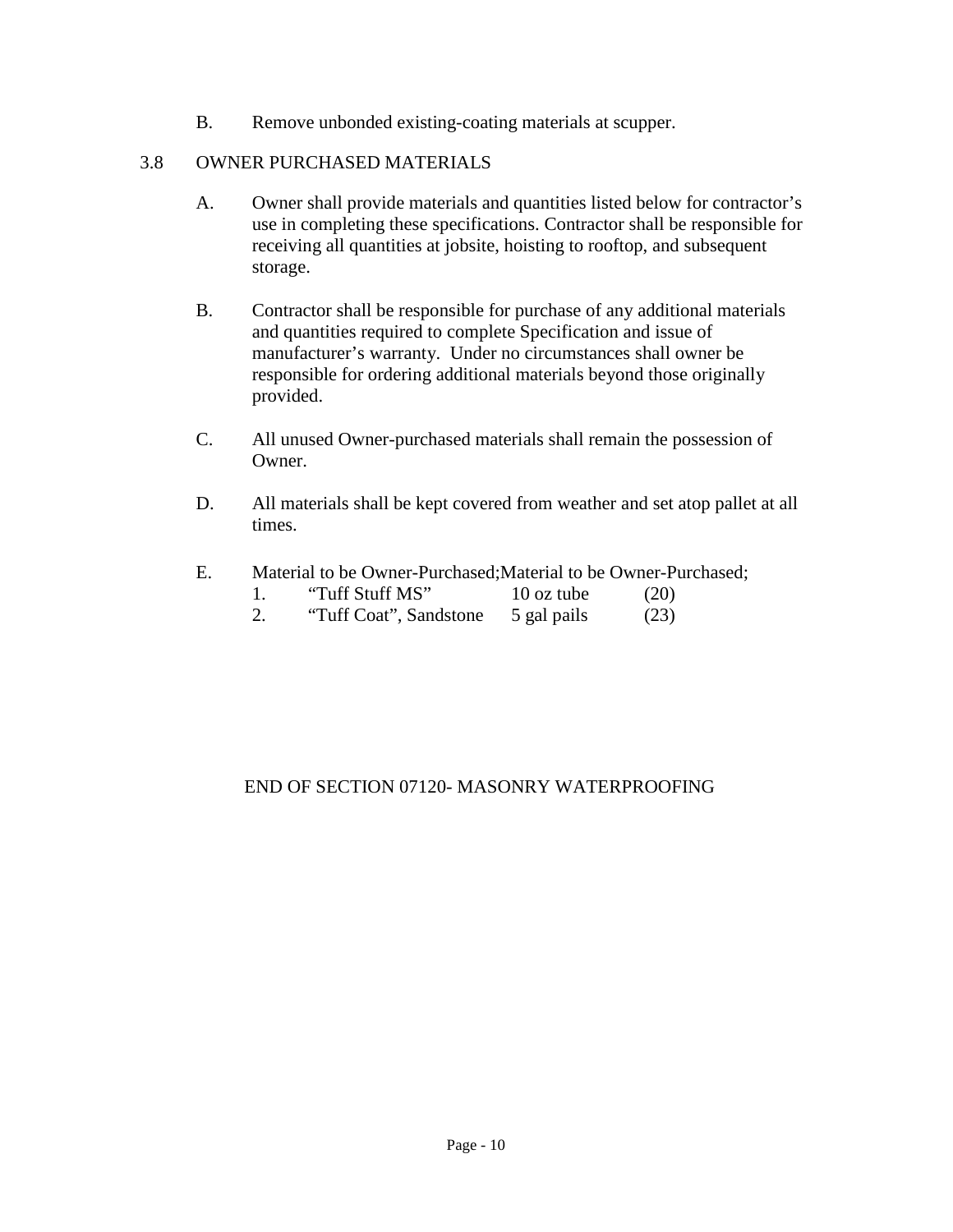B. Remove unbonded existing-coating materials at scupper.

## 3.8 OWNER PURCHASED MATERIALS

A. Owner shall provide materials and quantities listed below for contractor's use in completing these specifications. Contractor shall be responsible for receiving all quantities at jobsite, hoisting to rooftop, and subsequent storage.

B. Contractor shall be responsible for purchase of any additional materials and quantities required to complete Specification and issue of manufacturer's warranty. Under no circumstances shall owner be responsible for ordering additional materials beyond those originally provided.

C. All unused Owner-purchased materials shall remain the possession of Owner.

D. All materials shall be kept covered from weather and set atop pallet at all times.

E. Material to be Owner-Purchased;Material to be Owner-Purchased;

| | | | |
|---|---|---|---|
| 1. | "Tuff Stuff MS" | 10 oz tube | (20) |
| 2. | "Tuff Coat", Sandstone | 5 gal pails | (23) |

END OF SECTION 07120- MASONRY WATERPROOFING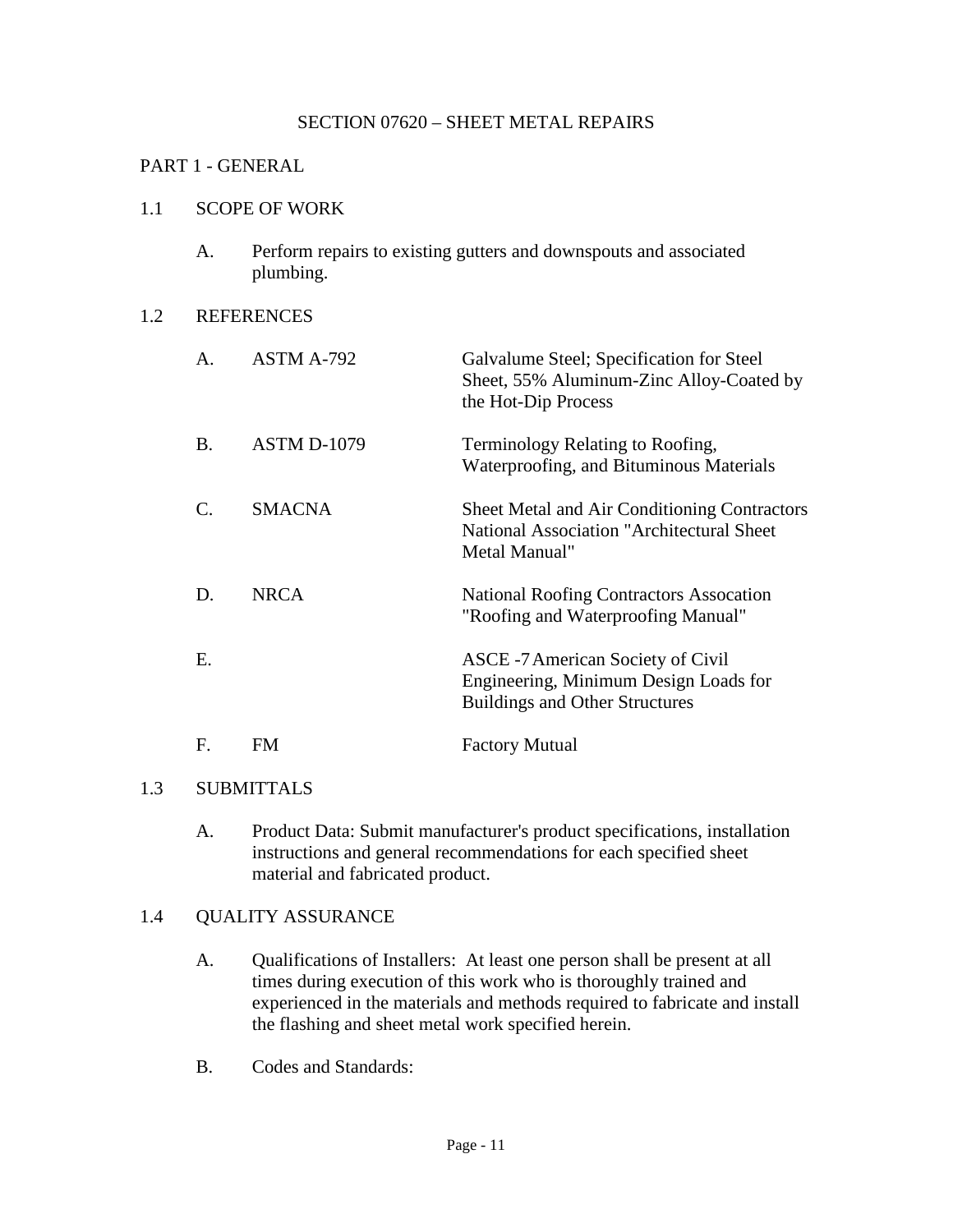# SECTION 07620 – SHEET METAL REPAIRS

## PART 1 - GENERAL

### 1.1 SCOPE OF WORK

A. Perform repairs to existing gutters and downspouts and associated plumbing.

### 1.2 REFERENCES

| | | |
|---|---|---|
| A. | ASTM A-792 | Galvalume Steel; Specification for Steel Sheet, 55% Aluminum-Zinc Alloy-Coated by the Hot-Dip Process |
| B. | ASTM D-1079 | Terminology Relating to Roofing, Waterproofing, and Bituminous Materials |
| C. | SMACNA | Sheet Metal and Air Conditioning Contractors National Association "Architectural Sheet Metal Manual" |
| D. | NRCA | National Roofing Contractors Assocation "Roofing and Waterproofing Manual" |
| E. | | ASCE -7 American Society of Civil Engineering, Minimum Design Loads for Buildings and Other Structures |
| F. | FM | Factory Mutual |

### 1.3 SUBMITTALS

A. Product Data: Submit manufacturer's product specifications, installation instructions and general recommendations for each specified sheet material and fabricated product.

### 1.4 QUALITY ASSURANCE

A. Qualifications of Installers: At least one person shall be present at all times during execution of this work who is thoroughly trained and experienced in the materials and methods required to fabricate and install the flashing and sheet metal work specified herein.

B. Codes and Standards: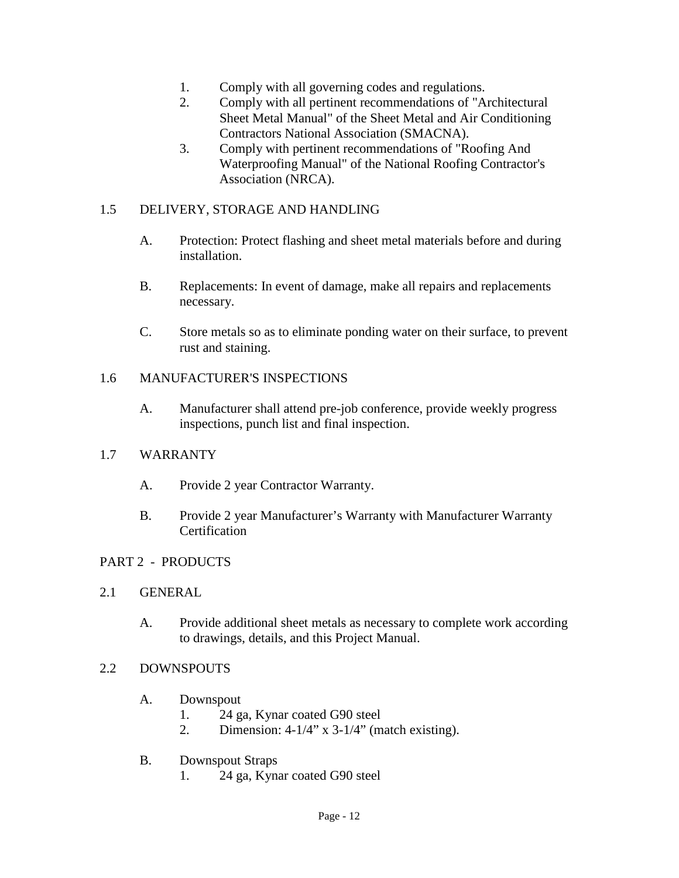1. Comply with all governing codes and regulations.
2. Comply with all pertinent recommendations of "Architectural Sheet Metal Manual" of the Sheet Metal and Air Conditioning Contractors National Association (SMACNA).
3. Comply with pertinent recommendations of "Roofing And Waterproofing Manual" of the National Roofing Contractor's Association (NRCA).

## 1.5 DELIVERY, STORAGE AND HANDLING

A. Protection: Protect flashing and sheet metal materials before and during installation.

B. Replacements: In event of damage, make all repairs and replacements necessary.

C. Store metals so as to eliminate ponding water on their surface, to prevent rust and staining.

## 1.6 MANUFACTURER'S INSPECTIONS

A. Manufacturer shall attend pre-job conference, provide weekly progress inspections, punch list and final inspection.

## 1.7 WARRANTY

A. Provide 2 year Contractor Warranty.

B. Provide 2 year Manufacturer's Warranty with Manufacturer Warranty Certification

# PART 2 - PRODUCTS

## 2.1 GENERAL

A. Provide additional sheet metals as necessary to complete work according to drawings, details, and this Project Manual.

## 2.2 DOWNSPOUTS

A. Downspout
   1. 24 ga, Kynar coated G90 steel
   2. Dimension: 4-1/4" x 3-1/4" (match existing).

B. Downspout Straps
   1. 24 ga, Kynar coated G90 steel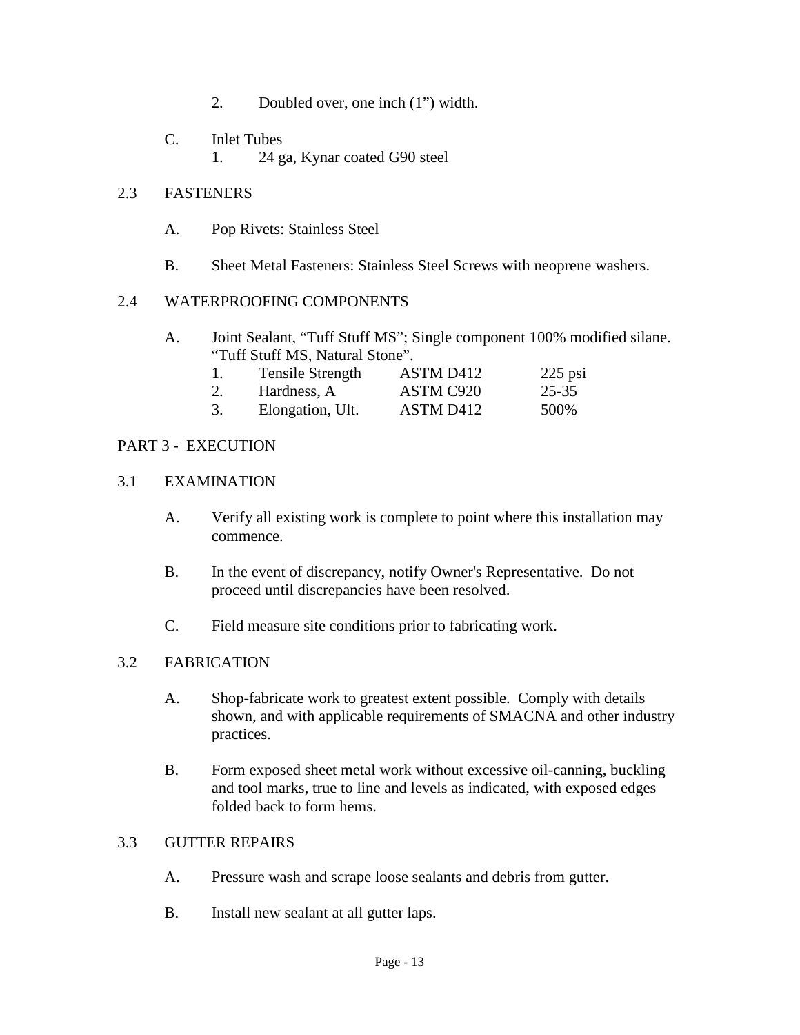2. Doubled over, one inch (1”) width.

C. Inlet Tubes
   1. 24 ga, Kynar coated G90 steel

## 2.3 FASTENERS

A. Pop Rivets: Stainless Steel

B. Sheet Metal Fasteners: Stainless Steel Screws with neoprene washers.

## 2.4 WATERPROOFING COMPONENTS

A. Joint Sealant, “Tuff Stuff MS”; Single component 100% modified silane. “Tuff Stuff MS, Natural Stone”.

| | Property | Test Method | Value |
|---|---|---|---|
| 1. | Tensile Strength | ASTM D412 | 225 psi |
| 2. | Hardness, A | ASTM C920 | 25-35 |
| 3. | Elongation, Ult. | ASTM D412 | 500% |

# PART 3 - EXECUTION

## 3.1 EXAMINATION

A. Verify all existing work is complete to point where this installation may commence.

B. In the event of discrepancy, notify Owner's Representative. Do not proceed until discrepancies have been resolved.

C. Field measure site conditions prior to fabricating work.

## 3.2 FABRICATION

A. Shop-fabricate work to greatest extent possible. Comply with details shown, and with applicable requirements of SMACNA and other industry practices.

B. Form exposed sheet metal work without excessive oil-canning, buckling and tool marks, true to line and levels as indicated, with exposed edges folded back to form hems.

## 3.3 GUTTER REPAIRS

A. Pressure wash and scrape loose sealants and debris from gutter.

B. Install new sealant at all gutter laps.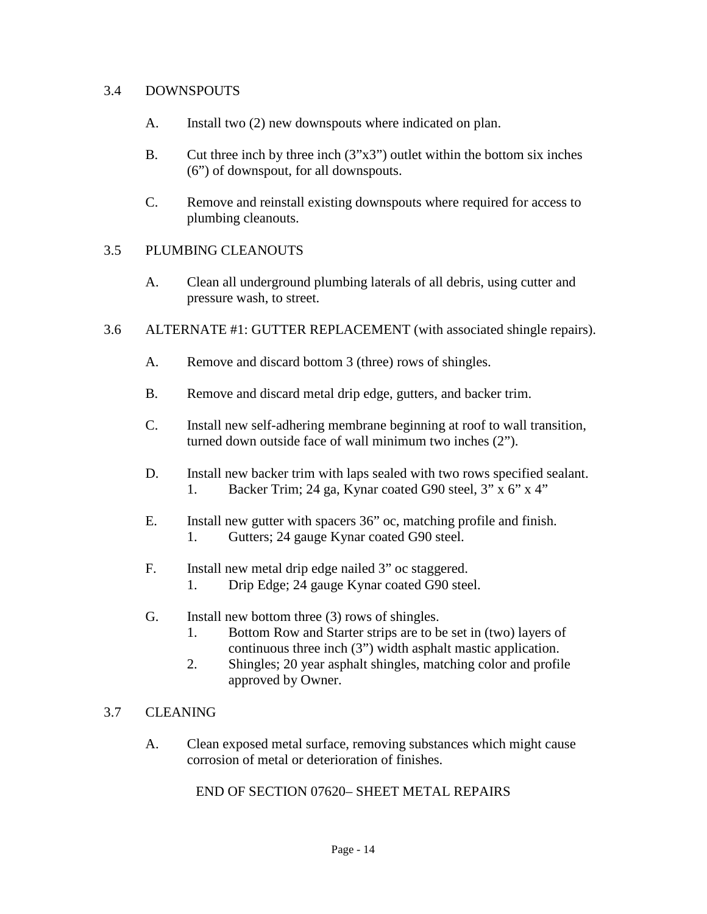### 3.4 DOWNSPOUTS

A. Install two (2) new downspouts where indicated on plan.

B. Cut three inch by three inch (3”x3”) outlet within the bottom six inches (6”) of downspout, for all downspouts.

C. Remove and reinstall existing downspouts where required for access to plumbing cleanouts.

### 3.5 PLUMBING CLEANOUTS

A. Clean all underground plumbing laterals of all debris, using cutter and pressure wash, to street.

### 3.6 ALTERNATE #1: GUTTER REPLACEMENT (with associated shingle repairs).

A. Remove and discard bottom 3 (three) rows of shingles.

B. Remove and discard metal drip edge, gutters, and backer trim.

C. Install new self-adhering membrane beginning at roof to wall transition, turned down outside face of wall minimum two inches (2”).

D. Install new backer trim with laps sealed with two rows specified sealant.
   1. Backer Trim; 24 ga, Kynar coated G90 steel, 3” x 6” x 4”

E. Install new gutter with spacers 36” oc, matching profile and finish.
   1. Gutters; 24 gauge Kynar coated G90 steel.

F. Install new metal drip edge nailed 3” oc staggered.
   1. Drip Edge; 24 gauge Kynar coated G90 steel.

G. Install new bottom three (3) rows of shingles.
   1. Bottom Row and Starter strips are to be set in (two) layers of continuous three inch (3”) width asphalt mastic application.
   2. Shingles; 20 year asphalt shingles, matching color and profile approved by Owner.

### 3.7 CLEANING

A. Clean exposed metal surface, removing substances which might cause corrosion of metal or deterioration of finishes.

END OF SECTION 07620– SHEET METAL REPAIRS